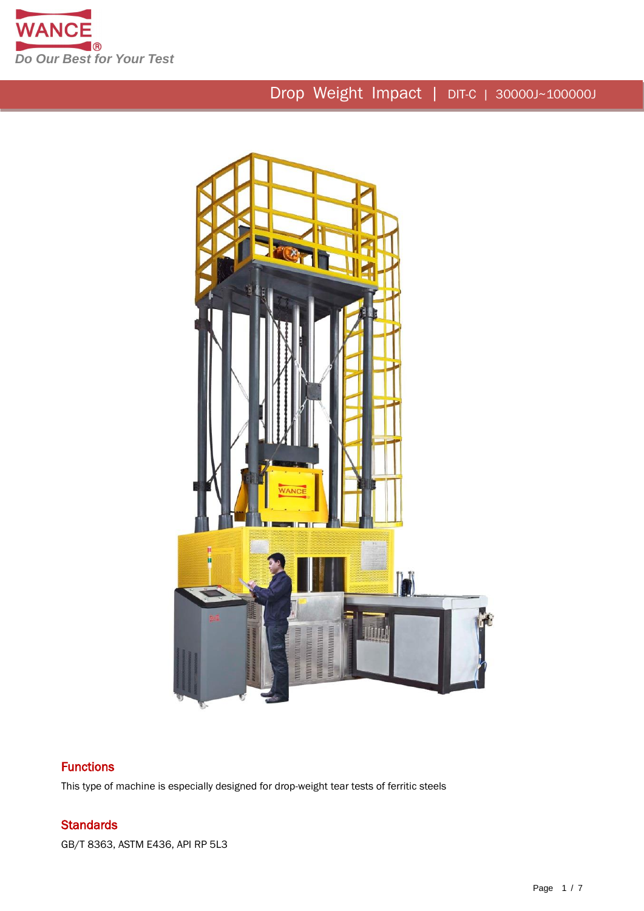# Drop Weight Impact | DIT-C | 30000J~100000J

## Functions

This type of machine is especially designed for drop-weight tear tests of ferritic steels

## Standards

GB/T 8363, ASTM E436, API RP 5L3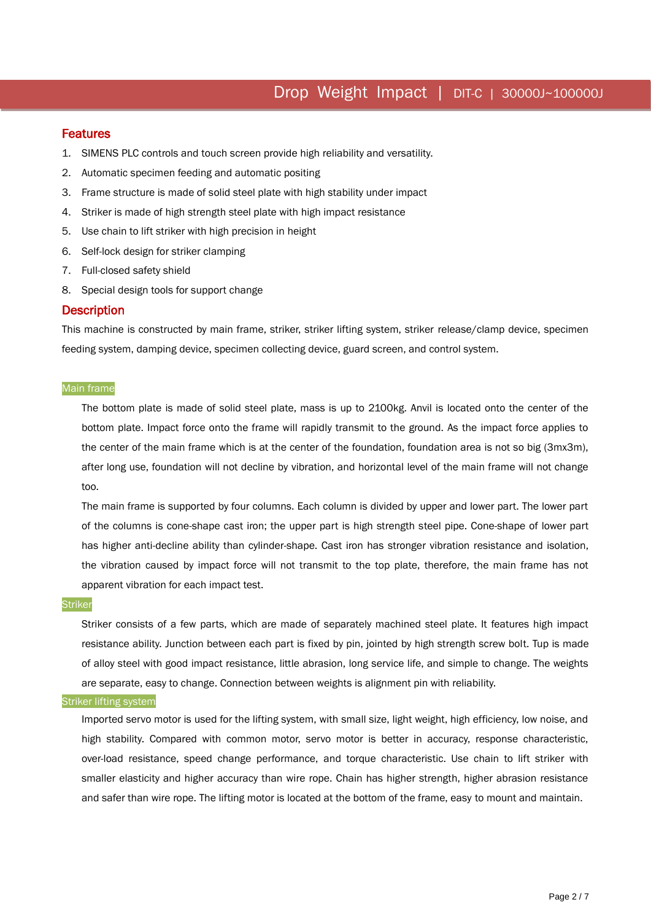## Features

1. SIMENS PLC controls and touch screen provide high reliability and versatility.
2. Automatic specimen feeding and automatic positing
3. Frame structure is made of solid steel plate with high stability under impact
4. Striker is made of high strength steel plate with high impact resistance
5. Use chain to lift striker with high precision in height
6. Self-lock design for striker clamping
7. Full-closed safety shield
8. Special design tools for support change

## Description

This machine is constructed by main frame, striker, striker lifting system, striker release/clamp device, specimen feeding system, damping device, specimen collecting device, guard screen, and control system.

### Main frame

The bottom plate is made of solid steel plate, mass is up to 2100kg. Anvil is located onto the center of the bottom plate. Impact force onto the frame will rapidly transmit to the ground. As the impact force applies to the center of the main frame which is at the center of the foundation, foundation area is not so big (3mx3m), after long use, foundation will not decline by vibration, and horizontal level of the main frame will not change too.

The main frame is supported by four columns. Each column is divided by upper and lower part. The lower part of the columns is cone-shape cast iron; the upper part is high strength steel pipe. Cone-shape of lower part has higher anti-decline ability than cylinder-shape. Cast iron has stronger vibration resistance and isolation, the vibration caused by impact force will not transmit to the top plate, therefore, the main frame has not apparent vibration for each impact test.

### Striker

Striker consists of a few parts, which are made of separately machined steel plate. It features high impact resistance ability. Junction between each part is fixed by pin, jointed by high strength screw bolt. Tup is made of alloy steel with good impact resistance, little abrasion, long service life, and simple to change. The weights are separate, easy to change. Connection between weights is alignment pin with reliability.

### Striker lifting system

Imported servo motor is used for the lifting system, with small size, light weight, high efficiency, low noise, and high stability. Compared with common motor, servo motor is better in accuracy, response characteristic, over-load resistance, speed change performance, and torque characteristic. Use chain to lift striker with smaller elasticity and higher accuracy than wire rope. Chain has higher strength, higher abrasion resistance and safer than wire rope. The lifting motor is located at the bottom of the frame, easy to mount and maintain.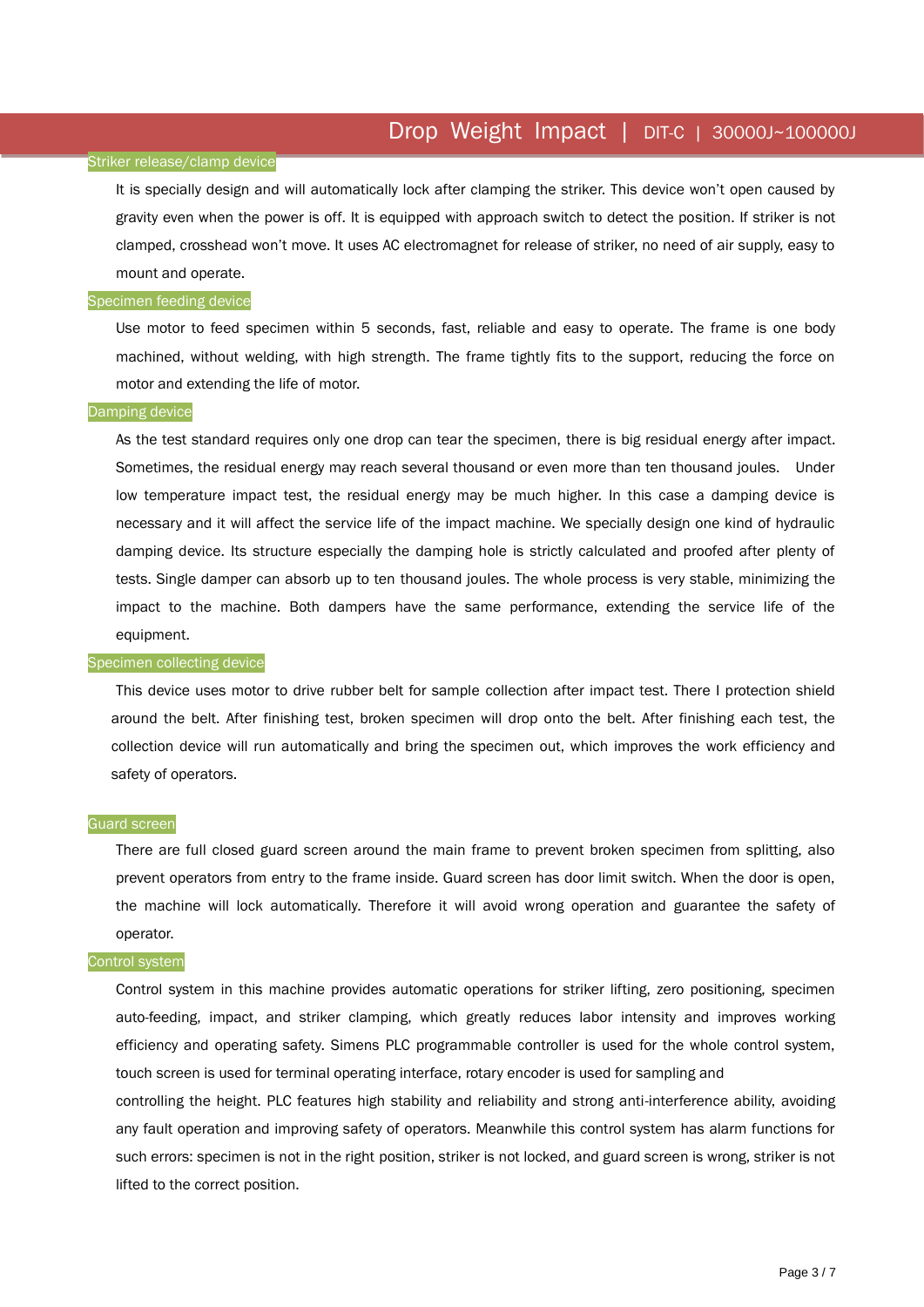## Striker release/clamp device

It is specially design and will automatically lock after clamping the striker. This device won't open caused by gravity even when the power is off. It is equipped with approach switch to detect the position. If striker is not clamped, crosshead won't move. It uses AC electromagnet for release of striker, no need of air supply, easy to mount and operate.

## Specimen feeding device

Use motor to feed specimen within 5 seconds, fast, reliable and easy to operate. The frame is one body machined, without welding, with high strength. The frame tightly fits to the support, reducing the force on motor and extending the life of motor.

## Damping device

As the test standard requires only one drop can tear the specimen, there is big residual energy after impact. Sometimes, the residual energy may reach several thousand or even more than ten thousand joules. Under low temperature impact test, the residual energy may be much higher. In this case a damping device is necessary and it will affect the service life of the impact machine. We specially design one kind of hydraulic damping device. Its structure especially the damping hole is strictly calculated and proofed after plenty of tests. Single damper can absorb up to ten thousand joules. The whole process is very stable, minimizing the impact to the machine. Both dampers have the same performance, extending the service life of the equipment.

## Specimen collecting device

This device uses motor to drive rubber belt for sample collection after impact test. There I protection shield around the belt. After finishing test, broken specimen will drop onto the belt. After finishing each test, the collection device will run automatically and bring the specimen out, which improves the work efficiency and safety of operators.

## Guard screen

There are full closed guard screen around the main frame to prevent broken specimen from splitting, also prevent operators from entry to the frame inside. Guard screen has door limit switch. When the door is open, the machine will lock automatically. Therefore it will avoid wrong operation and guarantee the safety of operator.

## Control system

Control system in this machine provides automatic operations for striker lifting, zero positioning, specimen auto-feeding, impact, and striker clamping, which greatly reduces labor intensity and improves working efficiency and operating safety. Simens PLC programmable controller is used for the whole control system, touch screen is used for terminal operating interface, rotary encoder is used for sampling and controlling the height. PLC features high stability and reliability and strong anti-interference ability, avoiding any fault operation and improving safety of operators. Meanwhile this control system has alarm functions for such errors: specimen is not in the right position, striker is not locked, and guard screen is wrong, striker is not lifted to the correct position.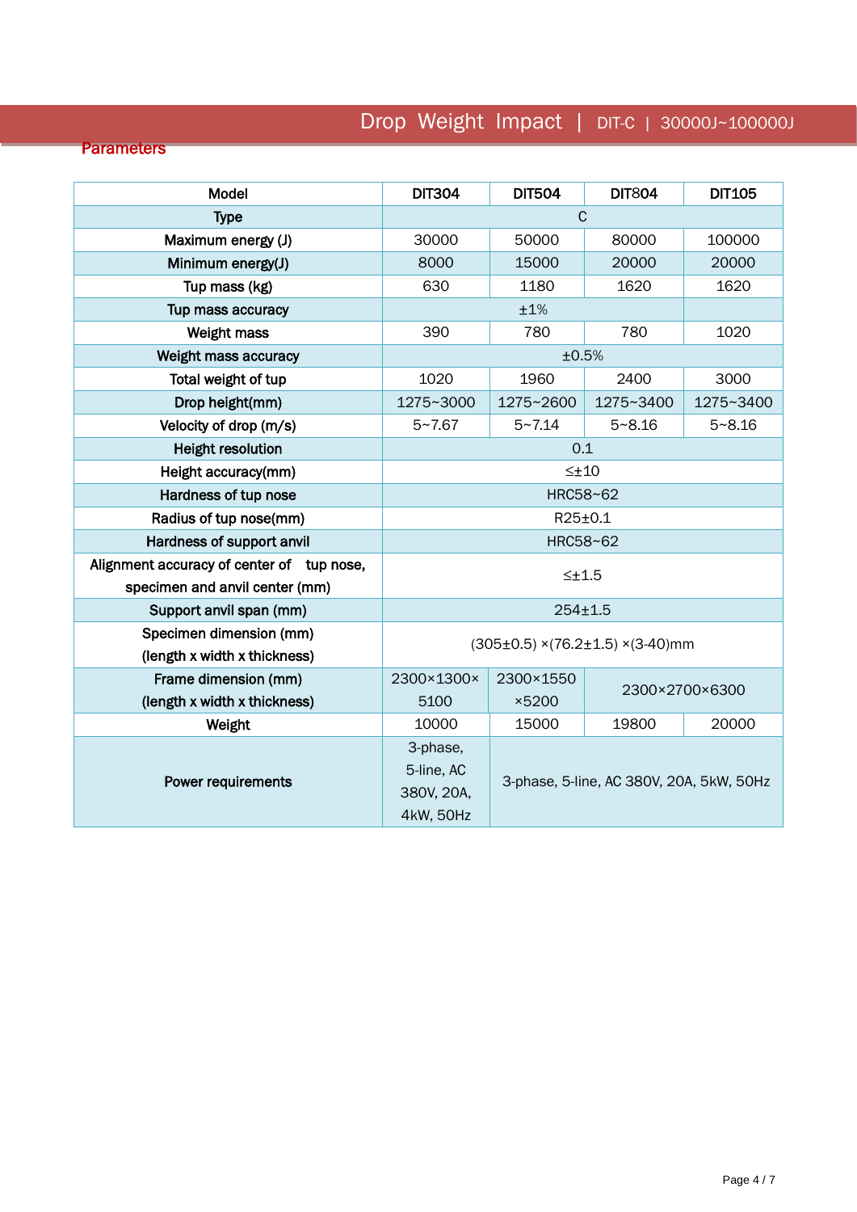Drop Weight Impact | DIT-C | 30000J~100000J

## Parameters

| Model | DIT304 | DIT504 | DIT804 | DIT105 |
|---|---|---|---|---|
| Type | C | | | |
| Maximum energy (J) | 30000 | 50000 | 80000 | 100000 |
| Minimum energy(J) | 8000 | 15000 | 20000 | 20000 |
| Tup mass (kg) | 630 | 1180 | 1620 | 1620 |
| Tup mass accuracy | ±1% | | | |
| Weight mass | 390 | 780 | 780 | 1020 |
| Weight mass accuracy | ±0.5% | | | |
| Total weight of tup | 1020 | 1960 | 2400 | 3000 |
| Drop height(mm) | 1275~3000 | 1275~2600 | 1275~3400 | 1275~3400 |
| Velocity of drop (m/s) | 5~7.67 | 5~7.14 | 5~8.16 | 5~8.16 |
| Height resolution | 0.1 | | | |
| Height accuracy(mm) | ≤±10 | | | |
| Hardness of tup nose | HRC58~62 | | | |
| Radius of tup nose(mm) | R25±0.1 | | | |
| Hardness of support anvil | HRC58~62 | | | |
| Alignment accuracy of center of tup nose, specimen and anvil center (mm) | ≤±1.5 | | | |
| Support anvil span (mm) | 254±1.5 | | | |
| Specimen dimension (mm) (length x width x thickness) | (305±0.5) ×(76.2±1.5) ×(3-40)mm | | | |
| Frame dimension (mm) (length x width x thickness) | 2300×1300×5100 | 2300×1550×5200 | 2300×2700×6300 | |
| Weight | 10000 | 15000 | 19800 | 20000 |
| Power requirements | 3-phase, 5-line, AC 380V, 20A, 4kW, 50Hz | 3-phase, 5-line, AC 380V, 20A, 5kW, 50Hz | | |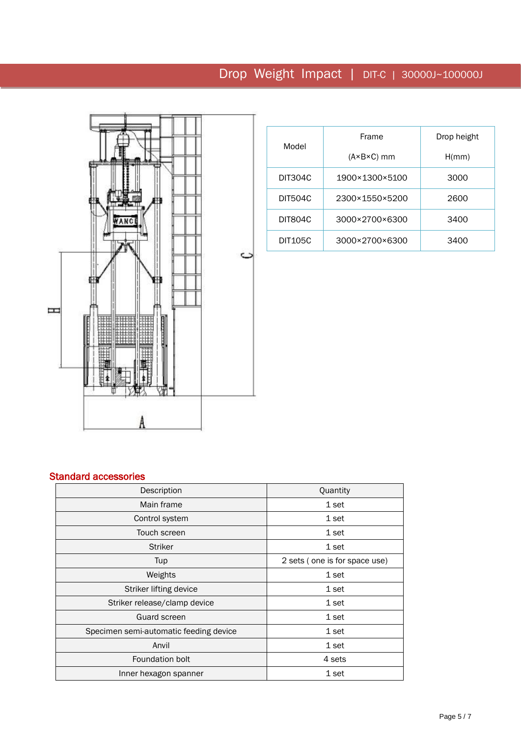# Drop Weight Impact | DIT-C | 30000J~100000J

| Model | Frame (A×B×C) mm | Drop height H(mm) |
|---|---|---|
| DIT304C | 1900×1300×5100 | 3000 |
| DIT504C | 2300×1550×5200 | 2600 |
| DIT804C | 3000×2700×6300 | 3400 |
| DIT105C | 3000×2700×6300 | 3400 |

## Standard accessories

| Description | Quantity |
|---|---|
| Main frame | 1 set |
| Control system | 1 set |
| Touch screen | 1 set |
| Striker | 1 set |
| Tup | 2 sets ( one is for space use) |
| Weights | 1 set |
| Striker lifting device | 1 set |
| Striker release/clamp device | 1 set |
| Guard screen | 1 set |
| Specimen semi-automatic feeding device | 1 set |
| Anvil | 1 set |
| Foundation bolt | 4 sets |
| Inner hexagon spanner | 1 set |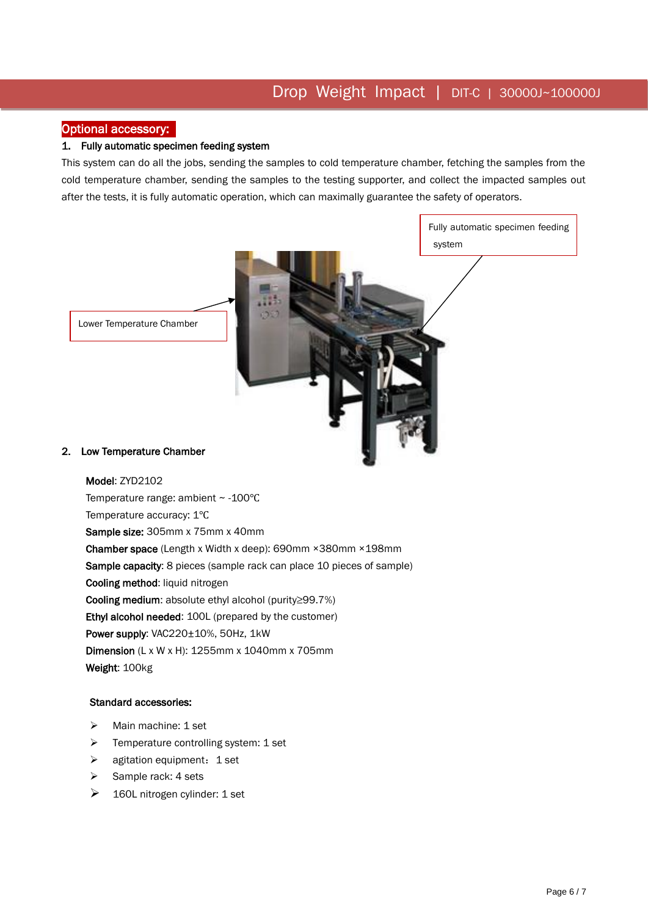## Optional accessory:

### 1. Fully automatic specimen feeding system

This system can do all the jobs, sending the samples to cold temperature chamber, fetching the samples from the cold temperature chamber, sending the samples to the testing supporter, and collect the impacted samples out after the tests, it is fully automatic operation, which can maximally guarantee the safety of operators.

Fully automatic specimen feeding system

Lower Temperature Chamber

### 2. Low Temperature Chamber

**Model**: ZYD2102
Temperature range: ambient ~ -100℃
Temperature accuracy: 1℃
**Sample size:** 305mm x 75mm x 40mm
**Chamber space** (Length x Width x deep): 690mm ×380mm ×198mm
**Sample capacity**: 8 pieces (sample rack can place 10 pieces of sample)
**Cooling method**: liquid nitrogen
**Cooling medium**: absolute ethyl alcohol (purity≥99.7%)
**Ethyl alcohol needed**: 100L (prepared by the customer)
**Power supply**: VAC220±10%, 50Hz, 1kW
**Dimension** (L x W x H): 1255mm x 1040mm x 705mm
**Weight**: 100kg

**Standard accessories:**

- Main machine: 1 set
- Temperature controlling system: 1 set
- agitation equipment：1 set
- Sample rack: 4 sets
- 160L nitrogen cylinder: 1 set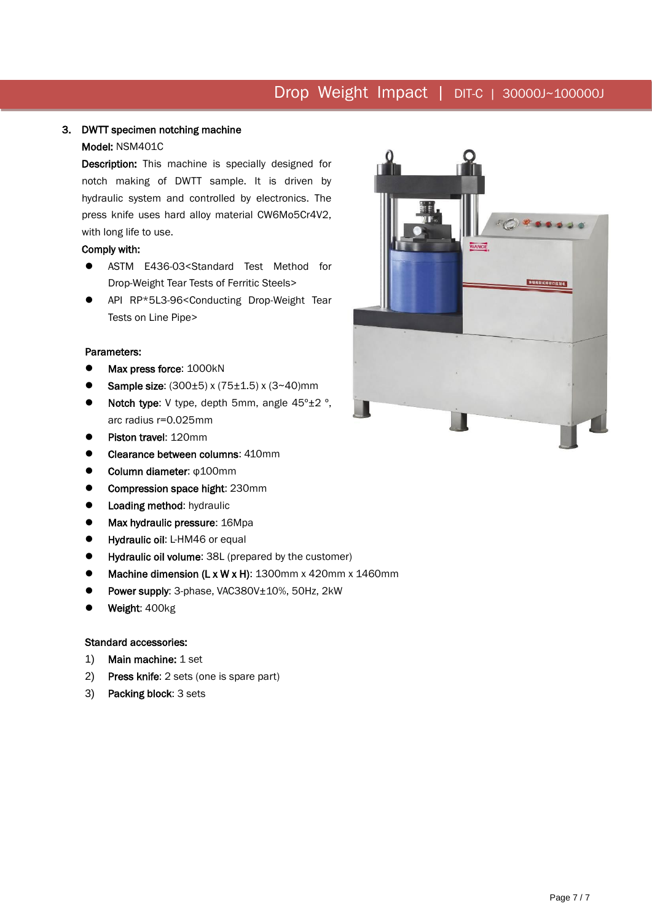### 3. DWTT specimen notching machine

**Model:** NSM401C

**Description:** This machine is specially designed for notch making of DWTT sample. It is driven by hydraulic system and controlled by electronics. The press knife uses hard alloy material CW6Mo5Cr4V2, with long life to use.

**Comply with:**

- ASTM E436-03<Standard Test Method for Drop-Weight Tear Tests of Ferritic Steels>
- API RP*5L3-96<Conducting Drop-Weight Tear Tests on Line Pipe>

**Parameters:**

- **Max press force**: 1000kN
- **Sample size**: (300±5) x (75±1.5) x (3~40)mm
- **Notch type**: V type, depth 5mm, angle 45°±2 °, arc radius r=0.025mm
- **Piston travel**: 120mm
- **Clearance between columns**: 410mm
- **Column diameter**: φ100mm
- **Compression space hight**: 230mm
- **Loading method**: hydraulic
- **Max hydraulic pressure**: 16Mpa
- **Hydraulic oil**: L-HM46 or equal
- **Hydraulic oil volume**: 38L (prepared by the customer)
- **Machine dimension (L x W x H)**: 1300mm x 420mm x 1460mm
- **Power supply**: 3-phase, VAC380V±10%, 50Hz, 2kW
- **Weight**: 400kg

**Standard accessories:**

1) **Main machine:** 1 set
2) **Press knife**: 2 sets (one is spare part)
3) **Packing block**: 3 sets